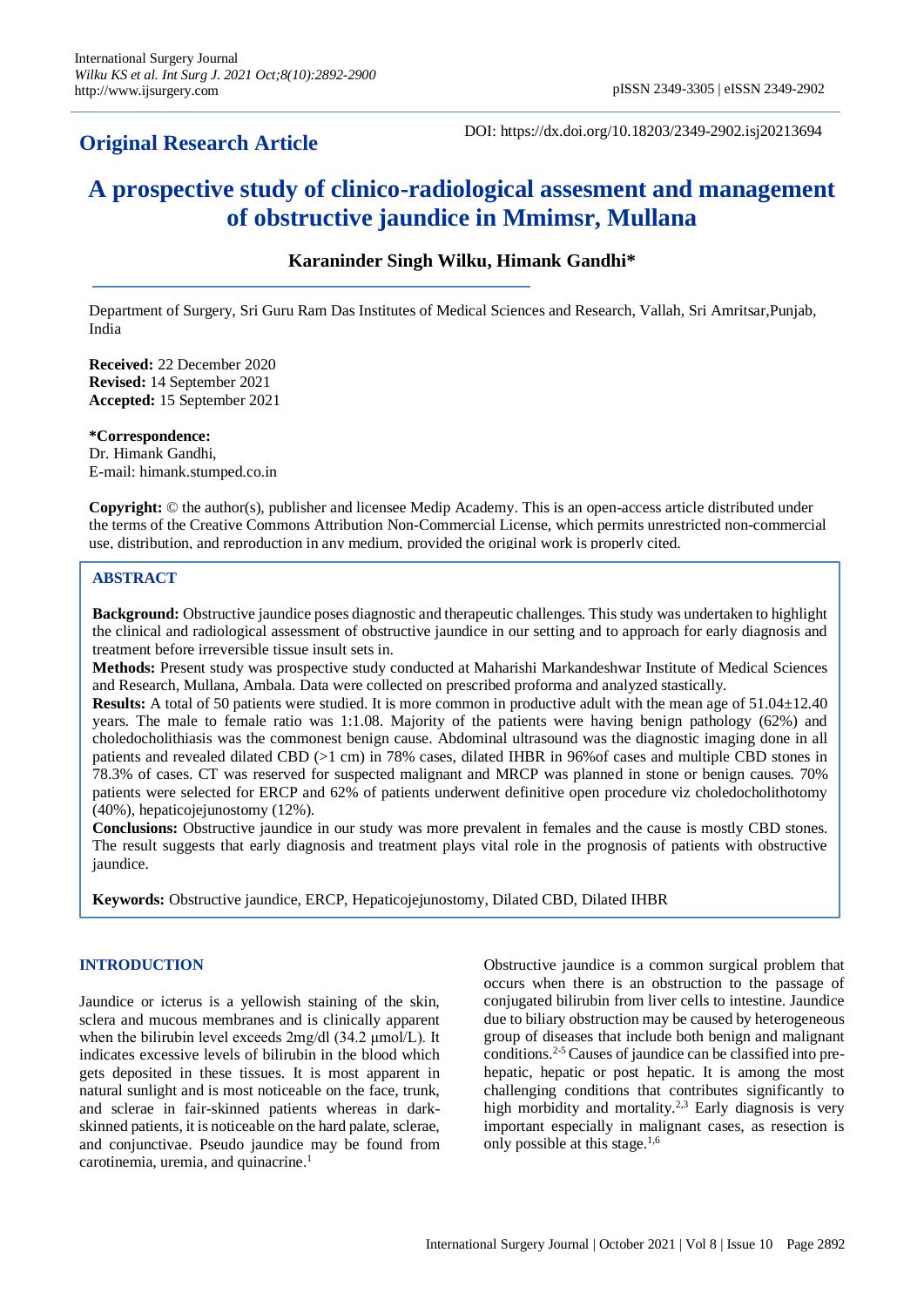**Original Research Article**

DOI: https://dx.doi.org/10.18203/2349-2902.isj20213694

# A prospective study of clinico-radiological assesment and management of obstructive jaundice in Mmimsr, Mullana

**Karaninder Singh Wilku, Himank Gandhi***

Department of Surgery, Sri Guru Ram Das Institutes of Medical Sciences and Research, Vallah, Sri Amritsar,Punjab, India

**Received:** 22 December 2020
**Revised:** 14 September 2021
**Accepted:** 15 September 2021

***Correspondence:**
Dr. Himank Gandhi,
E-mail: himank.stumped.co.in

**Copyright:** © the author(s), publisher and licensee Medip Academy. This is an open-access article distributed under the terms of the Creative Commons Attribution Non-Commercial License, which permits unrestricted non-commercial use, distribution, and reproduction in any medium, provided the original work is properly cited.

## ABSTRACT

**Background:** Obstructive jaundice poses diagnostic and therapeutic challenges. This study was undertaken to highlight the clinical and radiological assessment of obstructive jaundice in our setting and to approach for early diagnosis and treatment before irreversible tissue insult sets in.

**Methods:** Present study was prospective study conducted at Maharishi Markandeshwar Institute of Medical Sciences and Research, Mullana, Ambala. Data were collected on prescribed proforma and analyzed stastically.

**Results:** A total of 50 patients were studied. It is more common in productive adult with the mean age of 51.04±12.40 years. The male to female ratio was 1:1.08. Majority of the patients were having benign pathology (62%) and choledocholithiasis was the commonest benign cause. Abdominal ultrasound was the diagnostic imaging done in all patients and revealed dilated CBD (>1 cm) in 78% cases, dilated IHBR in 96%of cases and multiple CBD stones in 78.3% of cases. CT was reserved for suspected malignant and MRCP was planned in stone or benign causes. 70% patients were selected for ERCP and 62% of patients underwent definitive open procedure viz choledocholithotomy (40%), hepaticojejunostomy (12%).

**Conclusions:** Obstructive jaundice in our study was more prevalent in females and the cause is mostly CBD stones. The result suggests that early diagnosis and treatment plays vital role in the prognosis of patients with obstructive jaundice.

**Keywords:** Obstructive jaundice, ERCP, Hepaticojejunostomy, Dilated CBD, Dilated IHBR

## INTRODUCTION

Jaundice or icterus is a yellowish staining of the skin, sclera and mucous membranes and is clinically apparent when the bilirubin level exceeds 2mg/dl (34.2 μmol/L). It indicates excessive levels of bilirubin in the blood which gets deposited in these tissues. It is most apparent in natural sunlight and is most noticeable on the face, trunk, and sclerae in fair-skinned patients whereas in dark-skinned patients, it is noticeable on the hard palate, sclerae, and conjunctivae. Pseudo jaundice may be found from carotinemia, uremia, and quinacrine.[1]

Obstructive jaundice is a common surgical problem that occurs when there is an obstruction to the passage of conjugated bilirubin from liver cells to intestine. Jaundice due to biliary obstruction may be caused by heterogeneous group of diseases that include both benign and malignant conditions.[2-5] Causes of jaundice can be classified into pre-hepatic, hepatic or post hepatic. It is among the most challenging conditions that contributes significantly to high morbidity and mortality.[2,3] Early diagnosis is very important especially in malignant cases, as resection is only possible at this stage.[1,6]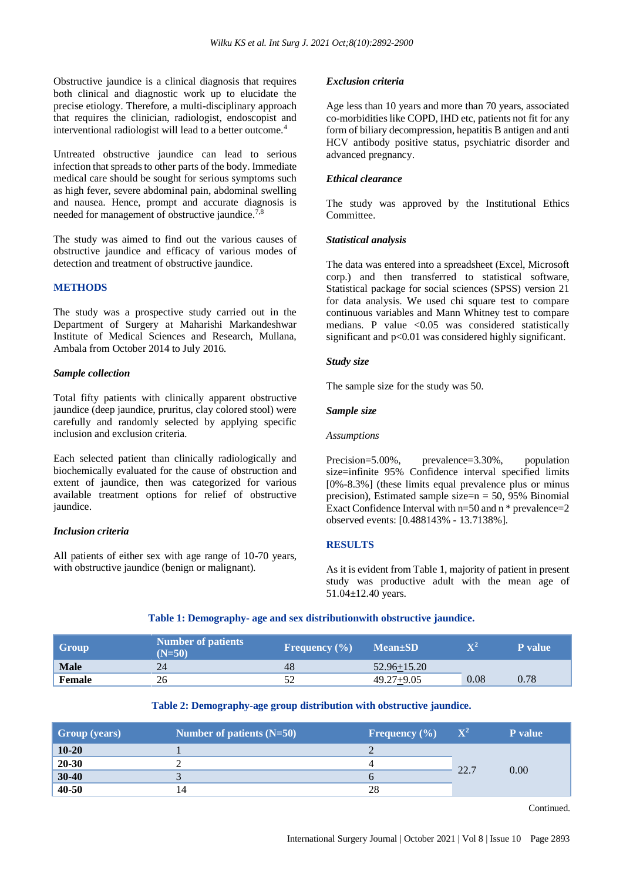Obstructive jaundice is a clinical diagnosis that requires both clinical and diagnostic work up to elucidate the precise etiology. Therefore, a multi-disciplinary approach that requires the clinician, radiologist, endoscopist and interventional radiologist will lead to a better outcome.[4]

Untreated obstructive jaundice can lead to serious infection that spreads to other parts of the body. Immediate medical care should be sought for serious symptoms such as high fever, severe abdominal pain, abdominal swelling and nausea. Hence, prompt and accurate diagnosis is needed for management of obstructive jaundice.[7,8]

The study was aimed to find out the various causes of obstructive jaundice and efficacy of various modes of detection and treatment of obstructive jaundice.

## METHODS

The study was a prospective study carried out in the Department of Surgery at Maharishi Markandeshwar Institute of Medical Sciences and Research, Mullana, Ambala from October 2014 to July 2016.

### *Sample collection*

Total fifty patients with clinically apparent obstructive jaundice (deep jaundice, pruritus, clay colored stool) were carefully and randomly selected by applying specific inclusion and exclusion criteria.

Each selected patient than clinically radiologically and biochemically evaluated for the cause of obstruction and extent of jaundice, then was categorized for various available treatment options for relief of obstructive jaundice.

### *Inclusion criteria*

All patients of either sex with age range of 10-70 years, with obstructive jaundice (benign or malignant).

### *Exclusion criteria*

Age less than 10 years and more than 70 years, associated co-morbidities like COPD, IHD etc, patients not fit for any form of biliary decompression, hepatitis B antigen and anti HCV antibody positive status, psychiatric disorder and advanced pregnancy.

### *Ethical clearance*

The study was approved by the Institutional Ethics Committee.

### *Statistical analysis*

The data was entered into a spreadsheet (Excel, Microsoft corp.) and then transferred to statistical software, Statistical package for social sciences (SPSS) version 21 for data analysis. We used chi square test to compare continuous variables and Mann Whitney test to compare medians. P value <0.05 was considered statistically significant and p<0.01 was considered highly significant.

### *Study size*

The sample size for the study was 50.

### *Sample size*

*Assumptions*

Precision=5.00%, prevalence=3.30%, population size=infinite 95% Confidence interval specified limits [0%-8.3%] (these limits equal prevalence plus or minus precision), Estimated sample size=n = 50, 95% Binomial Exact Confidence Interval with n=50 and n * prevalence=2 observed events: [0.488143% - 13.7138%].

## RESULTS

As it is evident from Table 1, majority of patient in present study was productive adult with the mean age of 51.04±12.40 years.

**Table 1: Demography- age and sex distributionwith obstructive jaundice.**

| Group | Number of patients (N=50) | Frequency (%) | Mean±SD | $X^2$ | P value |
|---|---|---|---|---|---|
| **Male** | 24 | 48 | 52.96±15.20 | 0.08 | 0.78 |
| **Female** | 26 | 52 | 49.27±9.05 | | |

**Table 2: Demography-age group distribution with obstructive jaundice.**

| Group (years) | Number of patients (N=50) | Frequency (%) | $X^2$ | P value |
|---|---|---|---|---|
| **10-20** | 1 | 2 | 22.7 | 0.00 |
| **20-30** | 2 | 4 | | |
| **30-40** | 3 | 6 | | |
| **40-50** | 14 | 28 | | |

Continued.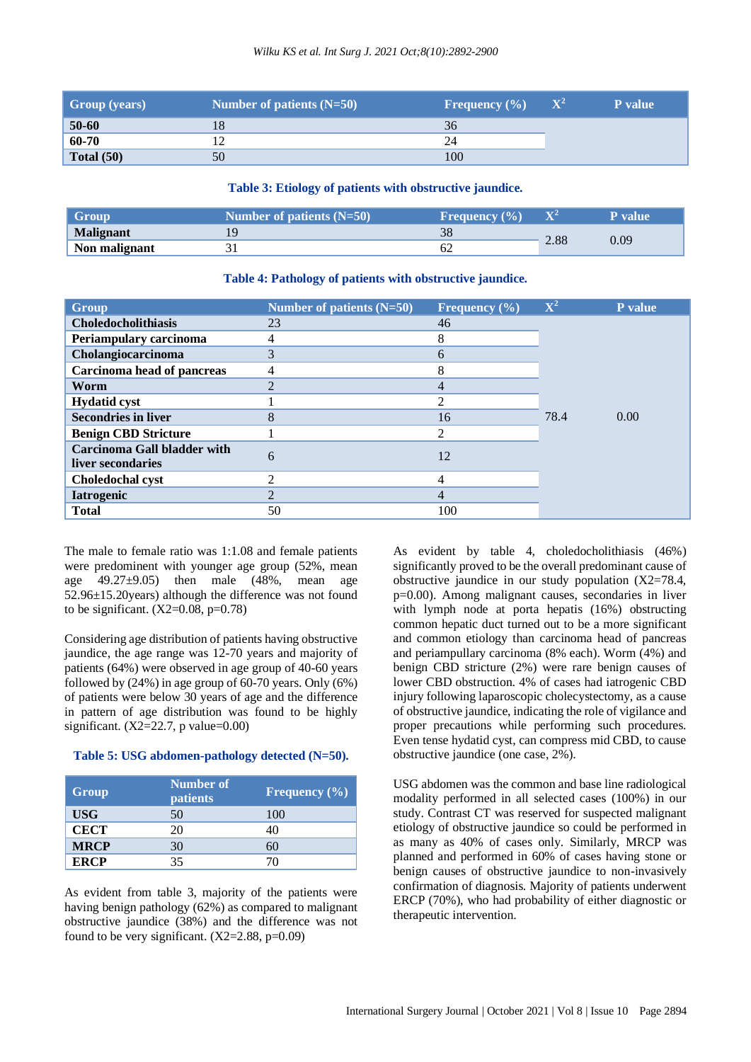| Group (years) | Number of patients (N=50) | Frequency (%) | $X^2$ | P value |
|---|---|---|---|---|
| **50-60** | 18 | 36 | | |
| **60-70** | 12 | 24 | | |
| **Total (50)** | 50 | 100 | | |

**Table 3: Etiology of patients with obstructive jaundice.**

| Group | Number of patients (N=50) | Frequency (%) | $X^2$ | P value |
|---|---|---|---|---|
| **Malignant** | 19 | 38 | 2.88 | 0.09 |
| **Non malignant** | 31 | 62 | | |

**Table 4: Pathology of patients with obstructive jaundice.**

| Group | Number of patients (N=50) | Frequency (%) | $X^2$ | P value |
|---|---|---|---|---|
| **Choledocholithiasis** | 23 | 46 | 78.4 | 0.00 |
| **Periampulary carcinoma** | 4 | 8 | | |
| **Cholangiocarcinoma** | 3 | 6 | | |
| **Carcinoma head of pancreas** | 4 | 8 | | |
| **Worm** | 2 | 4 | | |
| **Hydatid cyst** | 1 | 2 | | |
| **Secondries in liver** | 8 | 16 | | |
| **Benign CBD Stricture** | 1 | 2 | | |
| **Carcinoma Gall bladder with liver secondaries** | 6 | 12 | | |
| **Choledochal cyst** | 2 | 4 | | |
| **Iatrogenic** | 2 | 4 | | |
| **Total** | 50 | 100 | | |

The male to female ratio was 1:1.08 and female patients were predominent with younger age group (52%, mean age 49.27±9.05) then male (48%, mean age 52.96±15.20years) although the difference was not found to be significant. (X2=0.08, p=0.78)

Considering age distribution of patients having obstructive jaundice, the age range was 12-70 years and majority of patients (64%) were observed in age group of 40-60 years followed by (24%) in age group of 60-70 years. Only (6%) of patients were below 30 years of age and the difference in pattern of age distribution was found to be highly significant. (X2=22.7, p value=0.00)

**Table 5: USG abdomen-pathology detected (N=50).**

| Group | Number of patients | Frequency (%) |
|---|---|---|
| **USG** | 50 | 100 |
| **CECT** | 20 | 40 |
| **MRCP** | 30 | 60 |
| **ERCP** | 35 | 70 |

As evident from table 3, majority of the patients were having benign pathology (62%) as compared to malignant obstructive jaundice (38%) and the difference was not found to be very significant. (X2=2.88, p=0.09)

As evident by table 4, choledocholithiasis (46%) significantly proved to be the overall predominant cause of obstructive jaundice in our study population (X2=78.4, p=0.00). Among malignant causes, secondaries in liver with lymph node at porta hepatis (16%) obstructing common hepatic duct turned out to be a more significant and common etiology than carcinoma head of pancreas and periampullary carcinoma (8% each). Worm (4%) and benign CBD stricture (2%) were rare benign causes of lower CBD obstruction. 4% of cases had iatrogenic CBD injury following laparoscopic cholecystectomy, as a cause of obstructive jaundice, indicating the role of vigilance and proper precautions while performing such procedures. Even tense hydatid cyst, can compress mid CBD, to cause obstructive jaundice (one case, 2%).

USG abdomen was the common and base line radiological modality performed in all selected cases (100%) in our study. Contrast CT was reserved for suspected malignant etiology of obstructive jaundice so could be performed in as many as 40% of cases only. Similarly, MRCP was planned and performed in 60% of cases having stone or benign causes of obstructive jaundice to non-invasively confirmation of diagnosis. Majority of patients underwent ERCP (70%), who had probability of either diagnostic or therapeutic intervention.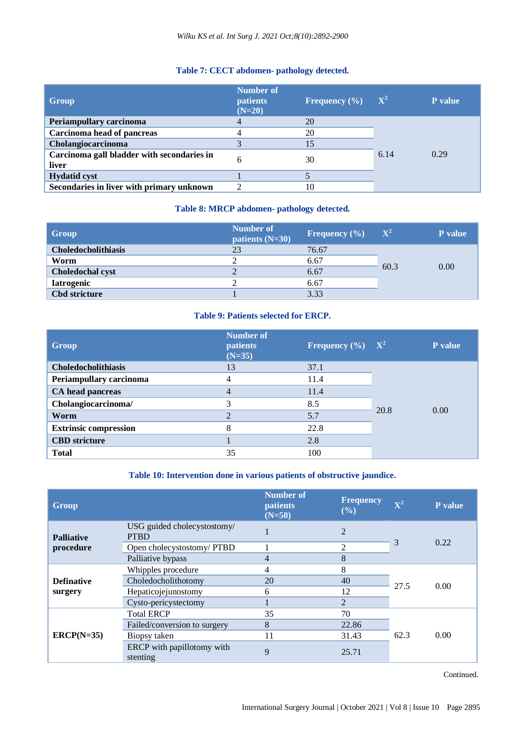**Table 7: CECT abdomen- pathology detected.**

| Group | Number of patients (N=20) | Frequency (%) | $X^2$ | P value |
|---|---|---|---|---|
| **Periampullary carcinoma** | 4 | 20 | 6.14 | 0.29 |
| **Carcinoma head of pancreas** | 4 | 20 | | |
| **Cholangiocarcinoma** | 3 | 15 | | |
| **Carcinoma gall bladder with secondaries in liver** | 6 | 30 | | |
| **Hydatid cyst** | 1 | 5 | | |
| **Secondaries in liver with primary unknown** | 2 | 10 | | |

**Table 8: MRCP abdomen- pathology detected.**

| Group | Number of patients (N=30) | Frequency (%) | $X^2$ | P value |
|---|---|---|---|---|
| **Choledocholithiasis** | 23 | 76.67 | 60.3 | 0.00 |
| **Worm** | 2 | 6.67 | | |
| **Choledochal cyst** | 2 | 6.67 | | |
| **Iatrogenic** | 2 | 6.67 | | |
| **Cbd stricture** | 1 | 3.33 | | |

**Table 9: Patients selected for ERCP.**

| Group | Number of patients (N=35) | Frequency (%) | $X^2$ | P value |
|---|---|---|---|---|
| **Choledocholithiasis** | 13 | 37.1 | 20.8 | 0.00 |
| **Periampullary carcinoma** | 4 | 11.4 | | |
| **CA head pancreas** | 4 | 11.4 | | |
| **Cholangiocarcinoma/** | 3 | 8.5 | | |
| **Worm** | 2 | 5.7 | | |
| **Extrinsic compression** | 8 | 22.8 | | |
| **CBD stricture** | 1 | 2.8 | | |
| **Total** | 35 | 100 | | |

**Table 10: Intervention done in various patients of obstructive jaundice.**

| Group | | Number of patients (N=50) | Frequency (%) | $X^2$ | P value |
|---|---|---|---|---|---|
| **Palliative procedure** | USG guided cholecystostomy/ PTBD | 1 | 2 | 3 | 0.22 |
| | Open cholecystostomy/ PTBD | 1 | 2 | | |
| | Palliative bypass | 4 | 8 | | |
| **Definative surgery** | Whipples procedure | 4 | 8 | 27.5 | 0.00 |
| | Choledocholithotomy | 20 | 40 | | |
| | Hepaticojejunostomy | 6 | 12 | | |
| | Cysto-pericystectomy | 1 | 2 | | |
| **ERCP(N=35)** | Total ERCP | 35 | 70 | 62.3 | 0.00 |
| | Failed/conversion to surgery | 8 | 22.86 | | |
| | Biopsy taken | 11 | 31.43 | | |
| | ERCP with papillotomy with stenting | 9 | 25.71 | | |

Continued.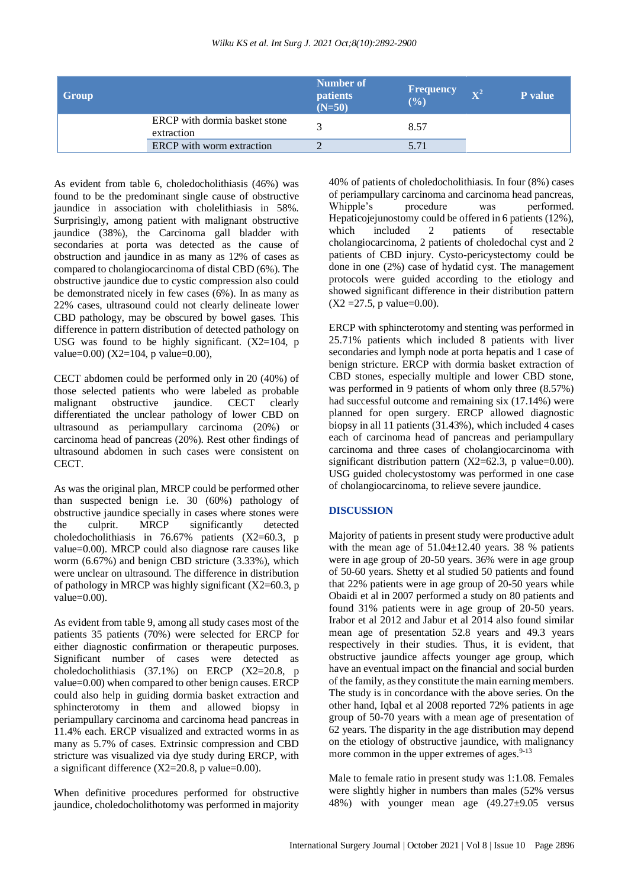| Group | | Number of patients (N=50) | Frequency (%) | $X^2$ | P value |
|---|---|---|---|---|---|
| | ERCP with dormia basket stone extraction | 3 | 8.57 | | |
| | ERCP with worm extraction | 2 | 5.71 | | |

As evident from table 6, choledocholithiasis (46%) was found to be the predominant single cause of obstructive jaundice in association with cholelithiasis in 58%. Surprisingly, among patient with malignant obstructive jaundice (38%), the Carcinoma gall bladder with secondaries at porta was detected as the cause of obstruction and jaundice in as many as 12% of cases as compared to cholangiocarcinoma of distal CBD (6%). The obstructive jaundice due to cystic compression also could be demonstrated nicely in few cases (6%). In as many as 22% cases, ultrasound could not clearly delineate lower CBD pathology, may be obscured by bowel gases. This difference in pattern distribution of detected pathology on USG was found to be highly significant. (X2=104, p value=0.00) (X2=104, p value=0.00),

CECT abdomen could be performed only in 20 (40%) of those selected patients who were labeled as probable malignant obstructive jaundice. CECT clearly differentiated the unclear pathology of lower CBD on ultrasound as periampullary carcinoma (20%) or carcinoma head of pancreas (20%). Rest other findings of ultrasound abdomen in such cases were consistent on CECT.

As was the original plan, MRCP could be performed other than suspected benign i.e. 30 (60%) pathology of obstructive jaundice specially in cases where stones were the culprit. MRCP significantly detected choledocholithiasis in 76.67% patients (X2=60.3, p value=0.00). MRCP could also diagnose rare causes like worm (6.67%) and benign CBD stricture (3.33%), which were unclear on ultrasound. The difference in distribution of pathology in MRCP was highly significant (X2=60.3, p value=0.00).

As evident from table 9, among all study cases most of the patients 35 patients (70%) were selected for ERCP for either diagnostic confirmation or therapeutic purposes. Significant number of cases were detected as choledocholithiasis (37.1%) on ERCP (X2=20.8, p value=0.00) when compared to other benign causes. ERCP could also help in guiding dormia basket extraction and sphincterotomy in them and allowed biopsy in periampullary carcinoma and carcinoma head pancreas in 11.4% each. ERCP visualized and extracted worms in as many as 5.7% of cases. Extrinsic compression and CBD stricture was visualized via dye study during ERCP, with a significant difference (X2=20.8, p value=0.00).

When definitive procedures performed for obstructive jaundice, choledocholithotomy was performed in majority 40% of patients of choledocholithiasis. In four (8%) cases of periampullary carcinoma and carcinoma head pancreas, Whipple's procedure was performed. Hepaticojejunostomy could be offered in 6 patients (12%), which included 2 patients of resectable cholangiocarcinoma, 2 patients of choledochal cyst and 2 patients of CBD injury. Cysto-pericystectomy could be done in one (2%) case of hydatid cyst. The management protocols were guided according to the etiology and showed significant difference in their distribution pattern (X2 =27.5, p value=0.00).

ERCP with sphincterotomy and stenting was performed in 25.71% patients which included 8 patients with liver secondaries and lymph node at porta hepatis and 1 case of benign stricture. ERCP with dormia basket extraction of CBD stones, especially multiple and lower CBD stone, was performed in 9 patients of whom only three (8.57%) had successful outcome and remaining six (17.14%) were planned for open surgery. ERCP allowed diagnostic biopsy in all 11 patients (31.43%), which included 4 cases each of carcinoma head of pancreas and periampullary carcinoma and three cases of cholangiocarcinoma with significant distribution pattern (X2=62.3, p value=0.00). USG guided cholecystostomy was performed in one case of cholangiocarcinoma, to relieve severe jaundice.

## DISCUSSION

Majority of patients in present study were productive adult with the mean age of 51.04±12.40 years. 38 % patients were in age group of 20-50 years. 36% were in age group of 50-60 years. Shetty et al studied 50 patients and found that 22% patients were in age group of 20-50 years while Obaidi et al in 2007 performed a study on 80 patients and found 31% patients were in age group of 20-50 years. Irabor et al 2012 and Jabur et al 2014 also found similar mean age of presentation 52.8 years and 49.3 years respectively in their studies. Thus, it is evident, that obstructive jaundice affects younger age group, which have an eventual impact on the financial and social burden of the family, as they constitute the main earning members. The study is in concordance with the above series. On the other hand, Iqbal et al 2008 reported 72% patients in age group of 50-70 years with a mean age of presentation of 62 years. The disparity in the age distribution may depend on the etiology of obstructive jaundice, with malignancy more common in the upper extremes of ages.[9-13]

Male to female ratio in present study was 1:1.08. Females were slightly higher in numbers than males (52% versus 48%) with younger mean age (49.27±9.05 versus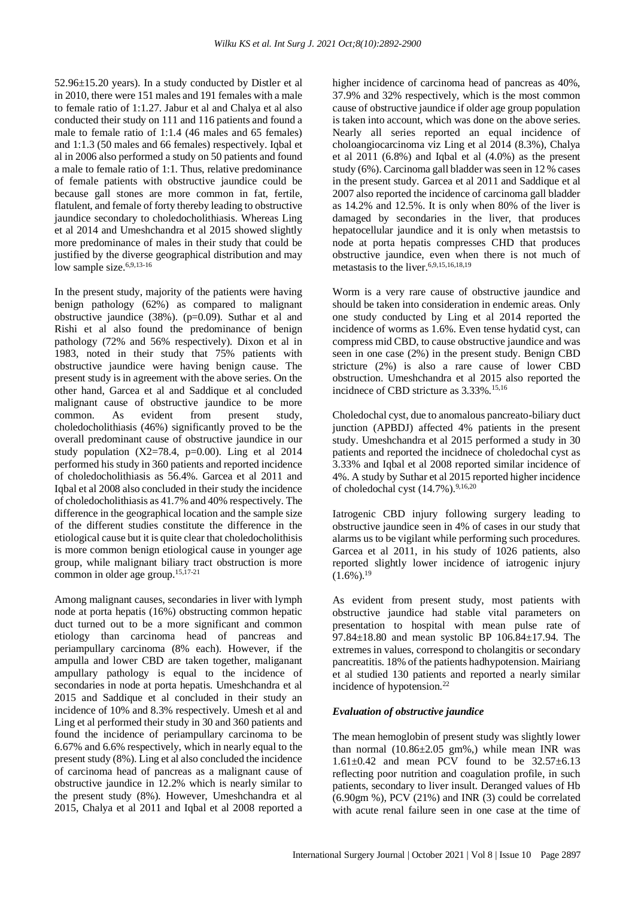52.96±15.20 years). In a study conducted by Distler et al in 2010, there were 151 males and 191 females with a male to female ratio of 1:1.27. Jabur et al and Chalya et al also conducted their study on 111 and 116 patients and found a male to female ratio of 1:1.4 (46 males and 65 females) and 1:1.3 (50 males and 66 females) respectively. Iqbal et al in 2006 also performed a study on 50 patients and found a male to female ratio of 1:1. Thus, relative predominance of female patients with obstructive jaundice could be because gall stones are more common in fat, fertile, flatulent, and female of forty thereby leading to obstructive jaundice secondary to choledocholithiasis. Whereas Ling et al 2014 and Umeshchandra et al 2015 showed slightly more predominance of males in their study that could be justified by the diverse geographical distribution and may low sample size.[6,9,13-16]

In the present study, majority of the patients were having benign pathology (62%) as compared to malignant obstructive jaundice (38%). (p=0.09). Suthar et al and Rishi et al also found the predominance of benign pathology (72% and 56% respectively). Dixon et al in 1983, noted in their study that 75% patients with obstructive jaundice were having benign cause. The present study is in agreement with the above series. On the other hand, Garcea et al and Saddique et al concluded malignant cause of obstructive jaundice to be more common. As evident from present study, choledocholithiasis (46%) significantly proved to be the overall predominant cause of obstructive jaundice in our study population (X2=78.4, p=0.00). Ling et al 2014 performed his study in 360 patients and reported incidence of choledocholithiasis as 56.4%. Garcea et al 2011 and Iqbal et al 2008 also concluded in their study the incidence of choledocholithiasis as 41.7% and 40% respectively. The difference in the geographical location and the sample size of the different studies constitute the difference in the etiological cause but it is quite clear that choledocholithisis is more common benign etiological cause in younger age group, while malignant biliary tract obstruction is more common in older age group.[15,17-21]

Among malignant causes, secondaries in liver with lymph node at porta hepatis (16%) obstructing common hepatic duct turned out to be a more significant and common etiology than carcinoma head of pancreas and periampullary carcinoma (8% each). However, if the ampulla and lower CBD are taken together, maliganant ampullary pathology is equal to the incidence of secondaries in node at porta hepatis. Umeshchandra et al 2015 and Saddique et al concluded in their study an incidence of 10% and 8.3% respectively. Umesh et al and Ling et al performed their study in 30 and 360 patients and found the incidence of periampullary carcinoma to be 6.67% and 6.6% respectively, which in nearly equal to the present study (8%). Ling et al also concluded the incidence of carcinoma head of pancreas as a malignant cause of obstructive jaundice in 12.2% which is nearly similar to the present study (8%). However, Umeshchandra et al 2015, Chalya et al 2011 and Iqbal et al 2008 reported a higher incidence of carcinoma head of pancreas as 40%, 37.9% and 32% respectively, which is the most common cause of obstructive jaundice if older age group population is taken into account, which was done on the above series. Nearly all series reported an equal incidence of choloangiocarcinoma viz Ling et al 2014 (8.3%), Chalya et al 2011 (6.8%) and Iqbal et al (4.0%) as the present study (6%). Carcinoma gall bladder was seen in 12 % cases in the present study. Garcea et al 2011 and Saddique et al 2007 also reported the incidence of carcinoma gall bladder as 14.2% and 12.5%. It is only when 80% of the liver is damaged by secondaries in the liver, that produces hepatocellular jaundice and it is only when metastsis to node at porta hepatis compresses CHD that produces obstructive jaundice, even when there is not much of metastasis to the liver.[6,9,15,16,18,19]

Worm is a very rare cause of obstructive jaundice and should be taken into consideration in endemic areas. Only one study conducted by Ling et al 2014 reported the incidence of worms as 1.6%. Even tense hydatid cyst, can compress mid CBD, to cause obstructive jaundice and was seen in one case (2%) in the present study. Benign CBD stricture (2%) is also a rare cause of lower CBD obstruction. Umeshchandra et al 2015 also reported the incidnece of CBD stricture as 3.33%.[15,16]

Choledochal cyst, due to anomalous pancreato-biliary duct junction (APBDJ) affected 4% patients in the present study. Umeshchandra et al 2015 performed a study in 30 patients and reported the incidnece of choledochal cyst as 3.33% and Iqbal et al 2008 reported similar incidence of 4%. A study by Suthar et al 2015 reported higher incidence of choledochal cyst (14.7%).[9,16,20]

Iatrogenic CBD injury following surgery leading to obstructive jaundice seen in 4% of cases in our study that alarms us to be vigilant while performing such procedures. Garcea et al 2011, in his study of 1026 patients, also reported slightly lower incidence of iatrogenic injury (1.6%).[19]

As evident from present study, most patients with obstructive jaundice had stable vital parameters on presentation to hospital with mean pulse rate of 97.84±18.80 and mean systolic BP 106.84±17.94. The extremes in values, correspond to cholangitis or secondary pancreatitis. 18% of the patients hadhypotension. Mairiang et al studied 130 patients and reported a nearly similar incidence of hypotension.[22]

### *Evaluation of obstructive jaundice*

The mean hemoglobin of present study was slightly lower than normal (10.86±2.05 gm%,) while mean INR was 1.61±0.42 and mean PCV found to be 32.57±6.13 reflecting poor nutrition and coagulation profile, in such patients, secondary to liver insult. Deranged values of Hb (6.90gm %), PCV (21%) and INR (3) could be correlated with acute renal failure seen in one case at the time of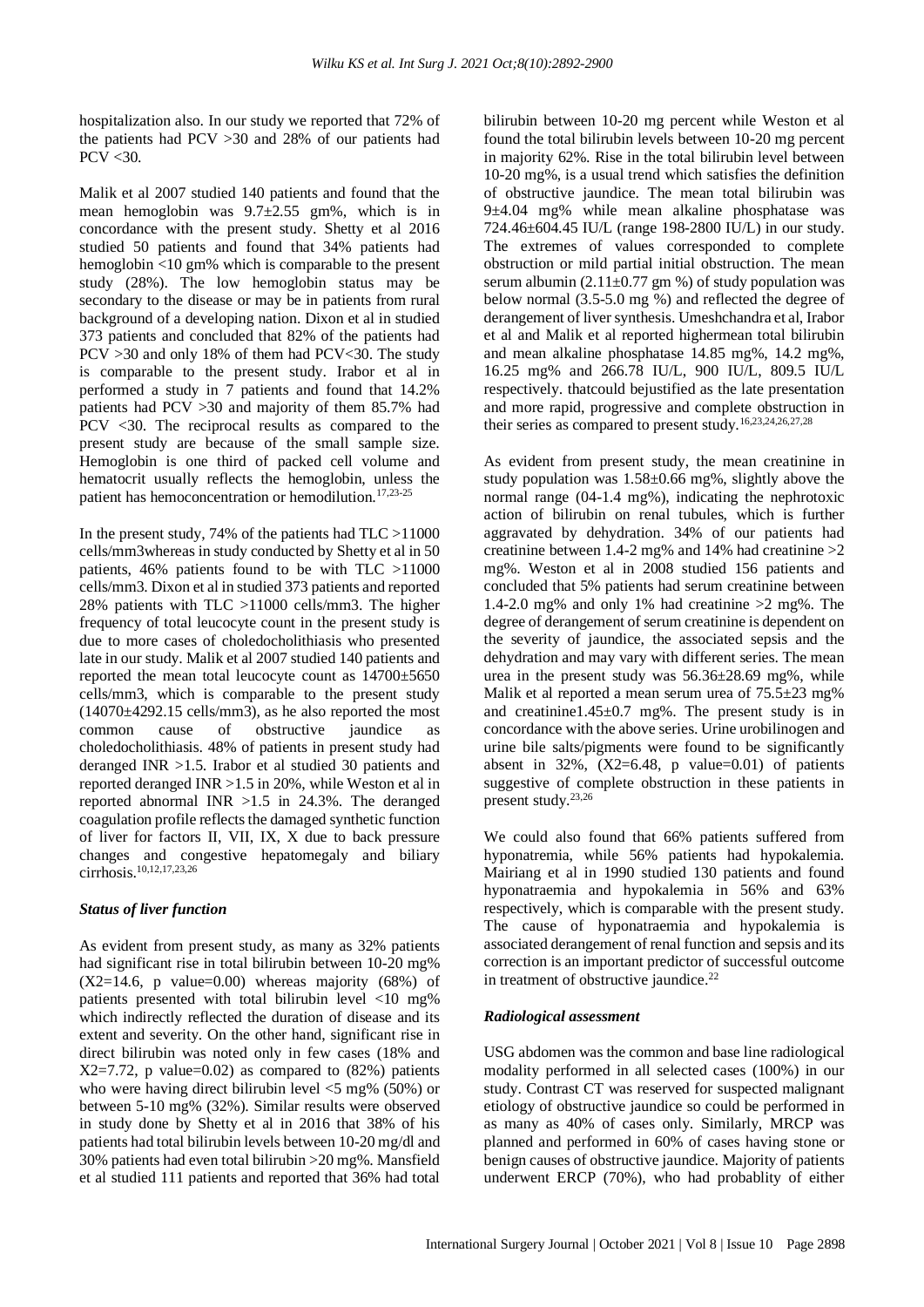hospitalization also. In our study we reported that 72% of the patients had PCV >30 and 28% of our patients had PCV <30.

Malik et al 2007 studied 140 patients and found that the mean hemoglobin was 9.7±2.55 gm%, which is in concordance with the present study. Shetty et al 2016 studied 50 patients and found that 34% patients had hemoglobin <10 gm% which is comparable to the present study (28%). The low hemoglobin status may be secondary to the disease or may be in patients from rural background of a developing nation. Dixon et al in studied 373 patients and concluded that 82% of the patients had PCV >30 and only 18% of them had PCV<30. The study is comparable to the present study. Irabor et al in performed a study in 7 patients and found that 14.2% patients had PCV >30 and majority of them 85.7% had PCV <30. The reciprocal results as compared to the present study are because of the small sample size. Hemoglobin is one third of packed cell volume and hematocrit usually reflects the hemoglobin, unless the patient has hemoconcentration or hemodilution.[17,23-25]

In the present study, 74% of the patients had TLC >11000 cells/mm3whereas in study conducted by Shetty et al in 50 patients, 46% patients found to be with TLC >11000 cells/mm3. Dixon et al in studied 373 patients and reported 28% patients with TLC >11000 cells/mm3. The higher frequency of total leucocyte count in the present study is due to more cases of choledocholithiasis who presented late in our study. Malik et al 2007 studied 140 patients and reported the mean total leucocyte count as 14700±5650 cells/mm3, which is comparable to the present study (14070±4292.15 cells/mm3), as he also reported the most common cause of obstructive jaundice as choledocholithiasis. 48% of patients in present study had deranged INR >1.5. Irabor et al studied 30 patients and reported deranged INR >1.5 in 20%, while Weston et al in reported abnormal INR >1.5 in 24.3%. The deranged coagulation profile reflects the damaged synthetic function of liver for factors II, VII, IX, X due to back pressure changes and congestive hepatomegaly and biliary cirrhosis.[10,12,17,23,26]

### *Status of liver function*

As evident from present study, as many as 32% patients had significant rise in total bilirubin between 10-20 mg% ($X2=14.6$, p value=0.00) whereas majority (68%) of patients presented with total bilirubin level <10 mg% which indirectly reflected the duration of disease and its extent and severity. On the other hand, significant rise in direct bilirubin was noted only in few cases (18% and $X2=7.72$, p value=0.02) as compared to (82%) patients who were having direct bilirubin level <5 mg% (50%) or between 5-10 mg% (32%). Similar results were observed in study done by Shetty et al in 2016 that 38% of his patients had total bilirubin levels between 10-20 mg/dl and 30% patients had even total bilirubin >20 mg%. Mansfield et al studied 111 patients and reported that 36% had total bilirubin between 10-20 mg percent while Weston et al found the total bilirubin levels between 10-20 mg percent in majority 62%. Rise in the total bilirubin level between 10-20 mg%, is a usual trend which satisfies the definition of obstructive jaundice. The mean total bilirubin was 9±4.04 mg% while mean alkaline phosphatase was 724.46±604.45 IU/L (range 198-2800 IU/L) in our study. The extremes of values corresponded to complete obstruction or mild partial initial obstruction. The mean serum albumin (2.11±0.77 gm %) of study population was below normal (3.5-5.0 mg %) and reflected the degree of derangement of liver synthesis. Umeshchandra et al, Irabor et al and Malik et al reported highermean total bilirubin and mean alkaline phosphatase 14.85 mg%, 14.2 mg%, 16.25 mg% and 266.78 IU/L, 900 IU/L, 809.5 IU/L respectively. thatcould bejustified as the late presentation and more rapid, progressive and complete obstruction in their series as compared to present study.[16,23,24,26,27,28]

As evident from present study, the mean creatinine in study population was 1.58±0.66 mg%, slightly above the normal range (04-1.4 mg%), indicating the nephrotoxic action of bilirubin on renal tubules, which is further aggravated by dehydration. 34% of our patients had creatinine between 1.4-2 mg% and 14% had creatinine >2 mg%. Weston et al in 2008 studied 156 patients and concluded that 5% patients had serum creatinine between 1.4-2.0 mg% and only 1% had creatinine >2 mg%. The degree of derangement of serum creatinine is dependent on the severity of jaundice, the associated sepsis and the dehydration and may vary with different series. The mean urea in the present study was 56.36±28.69 mg%, while Malik et al reported a mean serum urea of 75.5±23 mg% and creatinine1.45±0.7 mg%. The present study is in concordance with the above series. Urine urobilinogen and urine bile salts/pigments were found to be significantly absent in 32%, ($X2=6.48$, p value=0.01) of patients suggestive of complete obstruction in these patients in present study.[23,26]

We could also found that 66% patients suffered from hyponatremia, while 56% patients had hypokalemia. Mairiang et al in 1990 studied 130 patients and found hyponatraemia and hypokalemia in 56% and 63% respectively, which is comparable with the present study. The cause of hyponatraemia and hypokalemia is associated derangement of renal function and sepsis and its correction is an important predictor of successful outcome in treatment of obstructive jaundice.[22]

### *Radiological assessment*

USG abdomen was the common and base line radiological modality performed in all selected cases (100%) in our study. Contrast CT was reserved for suspected malignant etiology of obstructive jaundice so could be performed in as many as 40% of cases only. Similarly, MRCP was planned and performed in 60% of cases having stone or benign causes of obstructive jaundice. Majority of patients underwent ERCP (70%), who had probablity of either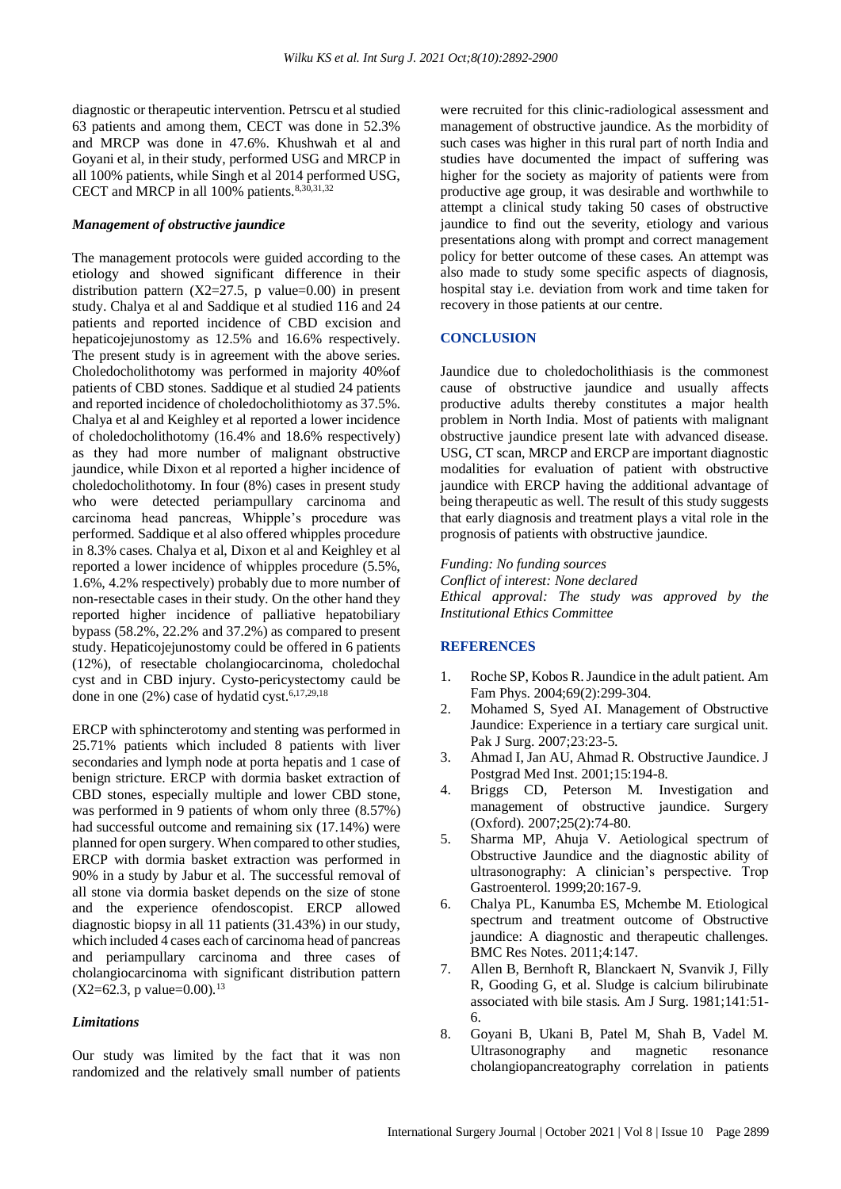diagnostic or therapeutic intervention. Petrscu et al studied 63 patients and among them, CECT was done in 52.3% and MRCP was done in 47.6%. Khushwah et al and Goyani et al, in their study, performed USG and MRCP in all 100% patients, while Singh et al 2014 performed USG, CECT and MRCP in all 100% patients.[8,30,31,32]

### *Management of obstructive jaundice*

The management protocols were guided according to the etiology and showed significant difference in their distribution pattern ($X2=27.5$, p value=0.00) in present study. Chalya et al and Saddique et al studied 116 and 24 patients and reported incidence of CBD excision and hepaticojejunostomy as 12.5% and 16.6% respectively. The present study is in agreement with the above series. Choledocholithotomy was performed in majority 40%of patients of CBD stones. Saddique et al studied 24 patients and reported incidence of choledocholithiotomy as 37.5%. Chalya et al and Keighley et al reported a lower incidence of choledocholithotomy (16.4% and 18.6% respectively) as they had more number of malignant obstructive jaundice, while Dixon et al reported a higher incidence of choledocholithotomy. In four (8%) cases in present study who were detected periampullary carcinoma and carcinoma head pancreas, Whipple's procedure was performed. Saddique et al also offered whipples procedure in 8.3% cases. Chalya et al, Dixon et al and Keighley et al reported a lower incidence of whipples procedure (5.5%, 1.6%, 4.2% respectively) probably due to more number of non-resectable cases in their study. On the other hand they reported higher incidence of palliative hepatobiliary bypass (58.2%, 22.2% and 37.2%) as compared to present study. Hepaticojejunostomy could be offered in 6 patients (12%), of resectable cholangiocarcinoma, choledochal cyst and in CBD injury. Cysto-pericystectomy cauld be done in one (2%) case of hydatid cyst.[6,17,29,18]

ERCP with sphincterotomy and stenting was performed in 25.71% patients which included 8 patients with liver secondaries and lymph node at porta hepatis and 1 case of benign stricture. ERCP with dormia basket extraction of CBD stones, especially multiple and lower CBD stone, was performed in 9 patients of whom only three (8.57%) had successful outcome and remaining six (17.14%) were planned for open surgery. When compared to other studies, ERCP with dormia basket extraction was performed in 90% in a study by Jabur et al. The successful removal of all stone via dormia basket depends on the size of stone and the experience ofendoscopist. ERCP allowed diagnostic biopsy in all 11 patients (31.43%) in our study, which included 4 cases each of carcinoma head of pancreas and periampullary carcinoma and three cases of cholangiocarcinoma with significant distribution pattern ($X2=62.3$, p value=0.00).[13]

### *Limitations*

Our study was limited by the fact that it was non randomized and the relatively small number of patients were recruited for this clinic-radiological assessment and management of obstructive jaundice. As the morbidity of such cases was higher in this rural part of north India and studies have documented the impact of suffering was higher for the society as majority of patients were from productive age group, it was desirable and worthwhile to attempt a clinical study taking 50 cases of obstructive jaundice to find out the severity, etiology and various presentations along with prompt and correct management policy for better outcome of these cases. An attempt was also made to study some specific aspects of diagnosis, hospital stay i.e. deviation from work and time taken for recovery in those patients at our centre.

## CONCLUSION

Jaundice due to choledocholithiasis is the commonest cause of obstructive jaundice and usually affects productive adults thereby constitutes a major health problem in North India. Most of patients with malignant obstructive jaundice present late with advanced disease. USG, CT scan, MRCP and ERCP are important diagnostic modalities for evaluation of patient with obstructive jaundice with ERCP having the additional advantage of being therapeutic as well. The result of this study suggests that early diagnosis and treatment plays a vital role in the prognosis of patients with obstructive jaundice.

*Funding: No funding sources*
*Conflict of interest: None declared*
*Ethical approval: The study was approved by the Institutional Ethics Committee*

## REFERENCES

1. Roche SP, Kobos R. Jaundice in the adult patient. Am Fam Phys. 2004;69(2):299-304.
2. Mohamed S, Syed AI. Management of Obstructive Jaundice: Experience in a tertiary care surgical unit. Pak J Surg. 2007;23:23-5.
3. Ahmad I, Jan AU, Ahmad R. Obstructive Jaundice. J Postgrad Med Inst. 2001;15:194-8.
4. Briggs CD, Peterson M. Investigation and management of obstructive jaundice. Surgery (Oxford). 2007;25(2):74-80.
5. Sharma MP, Ahuja V. Aetiological spectrum of Obstructive Jaundice and the diagnostic ability of ultrasonography: A clinician's perspective. Trop Gastroenterol. 1999;20:167-9.
6. Chalya PL, Kanumba ES, Mchembe M. Etiological spectrum and treatment outcome of Obstructive jaundice: A diagnostic and therapeutic challenges. BMC Res Notes. 2011;4:147.
7. Allen B, Bernhoft R, Blanckaert N, Svanvik J, Filly R, Gooding G, et al. Sludge is calcium bilirubinate associated with bile stasis. Am J Surg. 1981;141:51-6.
8. Goyani B, Ukani B, Patel M, Shah B, Vadel M. Ultrasonography and magnetic resonance cholangiopancreatography correlation in patients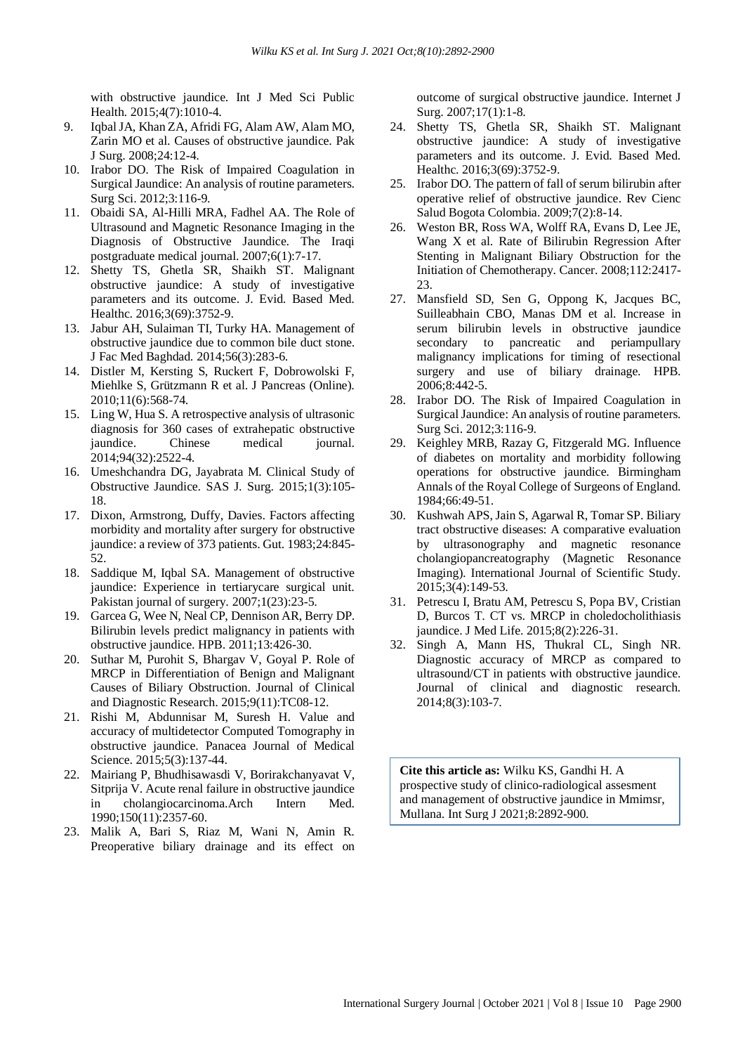with obstructive jaundice. Int J Med Sci Public Health. 2015;4(7):1010-4.

9. Iqbal JA, Khan ZA, Afridi FG, Alam AW, Alam MO, Zarin MO et al. Causes of obstructive jaundice. Pak J Surg. 2008;24:12-4.
10. Irabor DO. The Risk of Impaired Coagulation in Surgical Jaundice: An analysis of routine parameters. Surg Sci. 2012;3:116-9.
11. Obaidi SA, Al-Hilli MRA, Fadhel AA. The Role of Ultrasound and Magnetic Resonance Imaging in the Diagnosis of Obstructive Jaundice. The Iraqi postgraduate medical journal. 2007;6(1):7-17.
12. Shetty TS, Ghetla SR, Shaikh ST. Malignant obstructive jaundice: A study of investigative parameters and its outcome. J. Evid. Based Med. Healthc. 2016;3(69):3752-9.
13. Jabur AH, Sulaiman TI, Turky HA. Management of obstructive jaundice due to common bile duct stone. J Fac Med Baghdad. 2014;56(3):283-6.
14. Distler M, Kersting S, Ruckert F, Dobrowolski F, Miehlke S, Grützmann R et al. J Pancreas (Online). 2010;11(6):568-74.
15. Ling W, Hua S. A retrospective analysis of ultrasonic diagnosis for 360 cases of extrahepatic obstructive jaundice. Chinese medical journal. 2014;94(32):2522-4.
16. Umeshchandra DG, Jayabrata M. Clinical Study of Obstructive Jaundice. SAS J. Surg. 2015;1(3):105-18.
17. Dixon, Armstrong, Duffy, Davies. Factors affecting morbidity and mortality after surgery for obstructive jaundice: a review of 373 patients. Gut. 1983;24:845-52.
18. Saddique M, Iqbal SA. Management of obstructive jaundice: Experience in tertiarycare surgical unit. Pakistan journal of surgery. 2007;1(23):23-5.
19. Garcea G, Wee N, Neal CP, Dennison AR, Berry DP. Bilirubin levels predict malignancy in patients with obstructive jaundice. HPB. 2011;13:426-30.
20. Suthar M, Purohit S, Bhargav V, Goyal P. Role of MRCP in Differentiation of Benign and Malignant Causes of Biliary Obstruction. Journal of Clinical and Diagnostic Research. 2015;9(11):TC08-12.
21. Rishi M, Abdunnisar M, Suresh H. Value and accuracy of multidetector Computed Tomography in obstructive jaundice. Panacea Journal of Medical Science. 2015;5(3):137-44.
22. Mairiang P, Bhudhisawasdi V, Borirakchanyavat V, Sitprija V. Acute renal failure in obstructive jaundice in cholangiocarcinoma.Arch Intern Med. 1990;150(11):2357-60.
23. Malik A, Bari S, Riaz M, Wani N, Amin R. Preoperative biliary drainage and its effect on outcome of surgical obstructive jaundice. Internet J Surg. 2007;17(1):1-8.
24. Shetty TS, Ghetla SR, Shaikh ST. Malignant obstructive jaundice: A study of investigative parameters and its outcome. J. Evid. Based Med. Healthc. 2016;3(69):3752-9.
25. Irabor DO. The pattern of fall of serum bilirubin after operative relief of obstructive jaundice. Rev Cienc Salud Bogota Colombia. 2009;7(2):8-14.
26. Weston BR, Ross WA, Wolff RA, Evans D, Lee JE, Wang X et al. Rate of Bilirubin Regression After Stenting in Malignant Biliary Obstruction for the Initiation of Chemotherapy. Cancer. 2008;112:2417-23.
27. Mansfield SD, Sen G, Oppong K, Jacques BC, Suilleabhain CBO, Manas DM et al. Increase in serum bilirubin levels in obstructive jaundice secondary to pancreatic and periampullary malignancy implications for timing of resectional surgery and use of biliary drainage. HPB. 2006;8:442-5.
28. Irabor DO. The Risk of Impaired Coagulation in Surgical Jaundice: An analysis of routine parameters. Surg Sci. 2012;3:116-9.
29. Keighley MRB, Razay G, Fitzgerald MG. Influence of diabetes on mortality and morbidity following operations for obstructive jaundice. Birmingham Annals of the Royal College of Surgeons of England. 1984;66:49-51.
30. Kushwah APS, Jain S, Agarwal R, Tomar SP. Biliary tract obstructive diseases: A comparative evaluation by ultrasonography and magnetic resonance cholangiopancreatography (Magnetic Resonance Imaging). International Journal of Scientific Study. 2015;3(4):149-53.
31. Petrescu I, Bratu AM, Petrescu S, Popa BV, Cristian D, Burcos T. CT vs. MRCP in choledocholithiasis jaundice. J Med Life. 2015;8(2):226-31.
32. Singh A, Mann HS, Thukral CL, Singh NR. Diagnostic accuracy of MRCP as compared to ultrasound/CT in patients with obstructive jaundice. Journal of clinical and diagnostic research. 2014;8(3):103-7.

**Cite this article as:** Wilku KS, Gandhi H. A prospective study of clinico-radiological assesment and management of obstructive jaundice in Mmimsr, Mullana. Int Surg J 2021;8:2892-900.